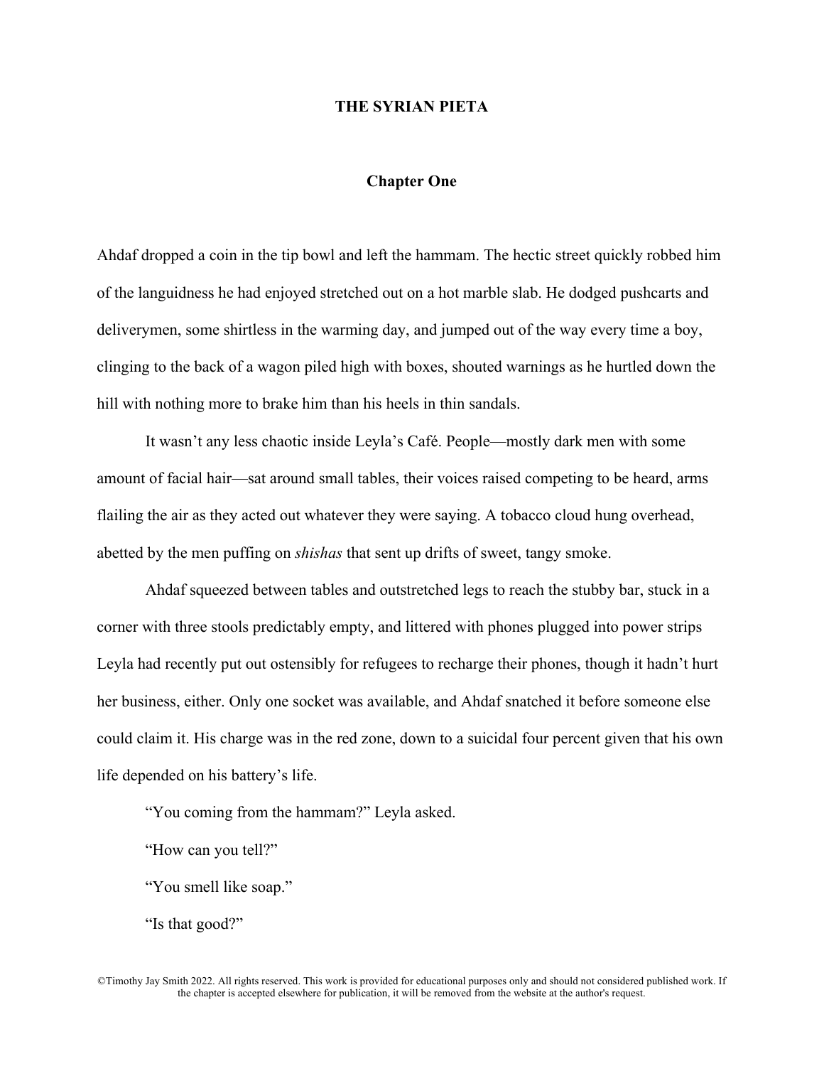# THE SYRIAN PIETA

## Chapter One

Ahdaf dropped a coin in the tip bowl and left the hammam. The hectic street quickly robbed him of the languidness he had enjoyed stretched out on a hot marble slab. He dodged pushcarts and deliverymen, some shirtless in the warming day, and jumped out of the way every time a boy, clinging to the back of a wagon piled high with boxes, shouted warnings as he hurtled down the hill with nothing more to brake him than his heels in thin sandals.

It wasn't any less chaotic inside Leyla's Café. People—mostly dark men with some amount of facial hair—sat around small tables, their voices raised competing to be heard, arms flailing the air as they acted out whatever they were saying. A tobacco cloud hung overhead, abetted by the men puffing on *shishas* that sent up drifts of sweet, tangy smoke.

Ahdaf squeezed between tables and outstretched legs to reach the stubby bar, stuck in a corner with three stools predictably empty, and littered with phones plugged into power strips Leyla had recently put out ostensibly for refugees to recharge their phones, though it hadn't hurt her business, either. Only one socket was available, and Ahdaf snatched it before someone else could claim it. His charge was in the red zone, down to a suicidal four percent given that his own life depended on his battery's life.

"You coming from the hammam?" Leyla asked.

"How can you tell?"

"You smell like soap."

"Is that good?"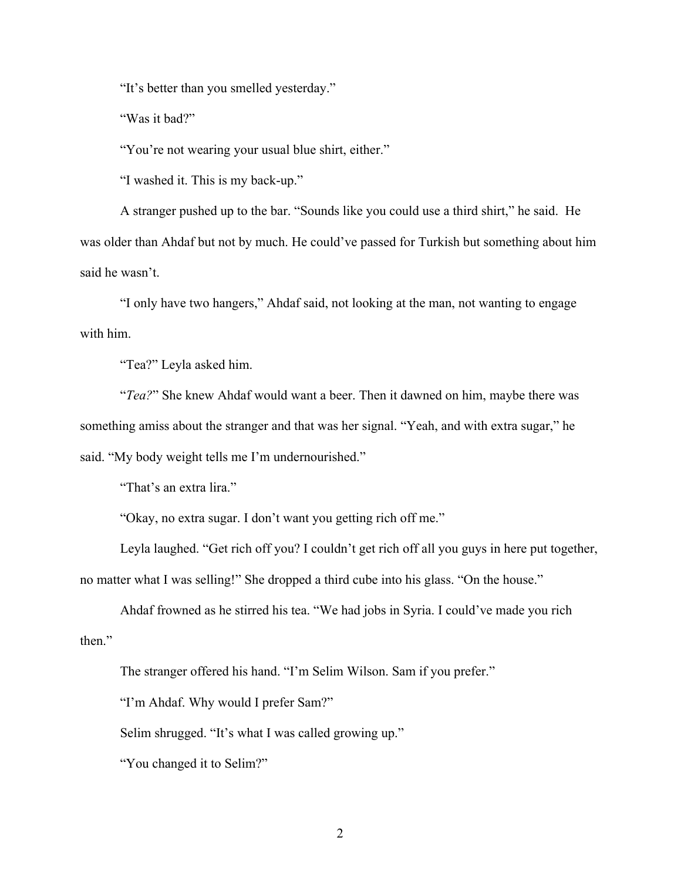"It's better than you smelled yesterday."

"Was it bad?"

"You're not wearing your usual blue shirt, either."

"I washed it. This is my back-up."

A stranger pushed up to the bar. "Sounds like you could use a third shirt," he said. He was older than Ahdaf but not by much. He could've passed for Turkish but something about him said he wasn't.

"I only have two hangers," Ahdaf said, not looking at the man, not wanting to engage with him.

"Tea?" Leyla asked him.

"*Tea?*" She knew Ahdaf would want a beer. Then it dawned on him, maybe there was something amiss about the stranger and that was her signal. "Yeah, and with extra sugar," he said. "My body weight tells me I'm undernourished."

"That's an extra lira."

"Okay, no extra sugar. I don't want you getting rich off me."

Leyla laughed. "Get rich off you? I couldn't get rich off all you guys in here put together, no matter what I was selling!" She dropped a third cube into his glass. "On the house."

Ahdaf frowned as he stirred his tea. "We had jobs in Syria. I could've made you rich then."

The stranger offered his hand. "I'm Selim Wilson. Sam if you prefer."

"I'm Ahdaf. Why would I prefer Sam?"

Selim shrugged. "It's what I was called growing up."

"You changed it to Selim?"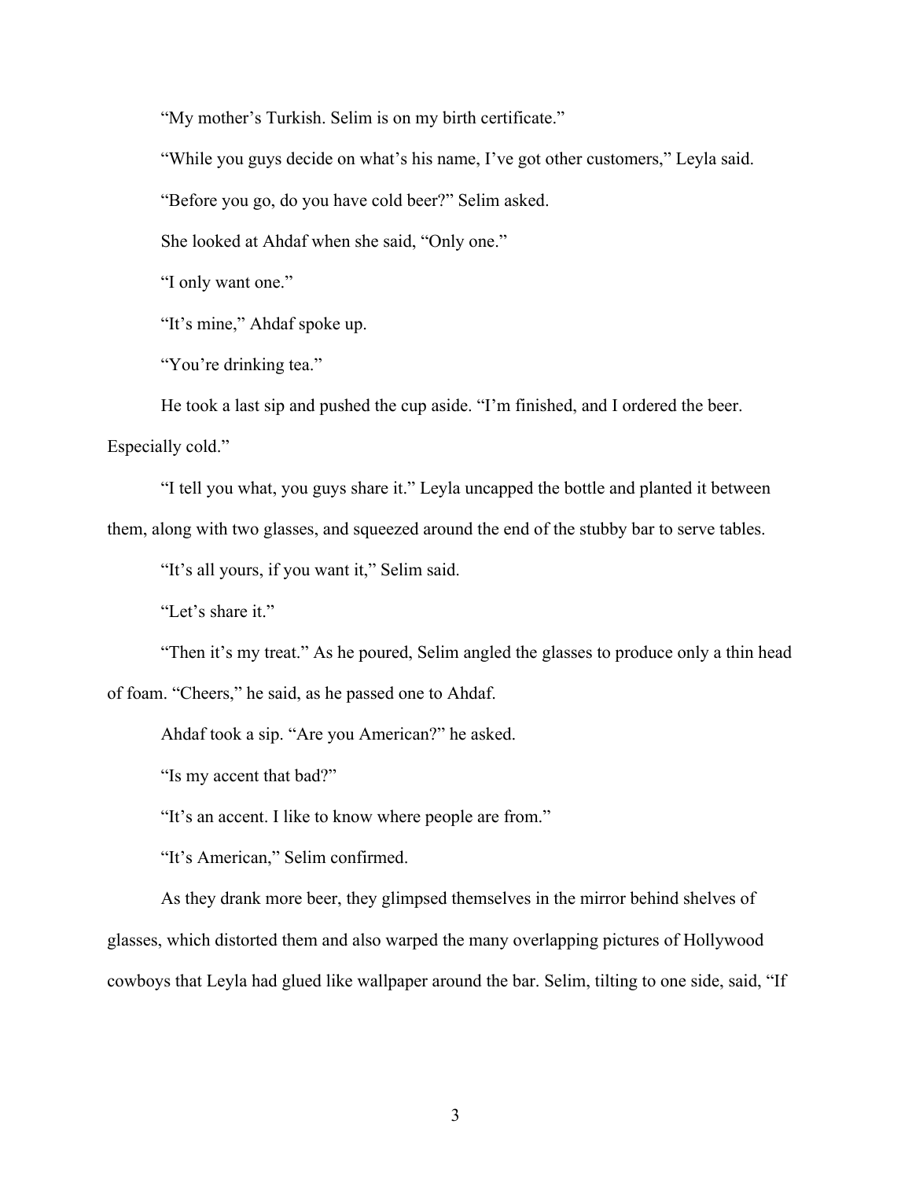"My mother's Turkish. Selim is on my birth certificate."

"While you guys decide on what's his name, I've got other customers," Leyla said.

"Before you go, do you have cold beer?" Selim asked.

She looked at Ahdaf when she said, "Only one."

"I only want one."

"It's mine," Ahdaf spoke up.

"You're drinking tea."

He took a last sip and pushed the cup aside. "I'm finished, and I ordered the beer. Especially cold."

"I tell you what, you guys share it." Leyla uncapped the bottle and planted it between them, along with two glasses, and squeezed around the end of the stubby bar to serve tables.

"It's all yours, if you want it," Selim said.

"Let's share it."

"Then it's my treat." As he poured, Selim angled the glasses to produce only a thin head of foam. "Cheers," he said, as he passed one to Ahdaf.

Ahdaf took a sip. "Are you American?" he asked.

"Is my accent that bad?"

"It's an accent. I like to know where people are from."

"It's American," Selim confirmed.

As they drank more beer, they glimpsed themselves in the mirror behind shelves of glasses, which distorted them and also warped the many overlapping pictures of Hollywood cowboys that Leyla had glued like wallpaper around the bar. Selim, tilting to one side, said, "If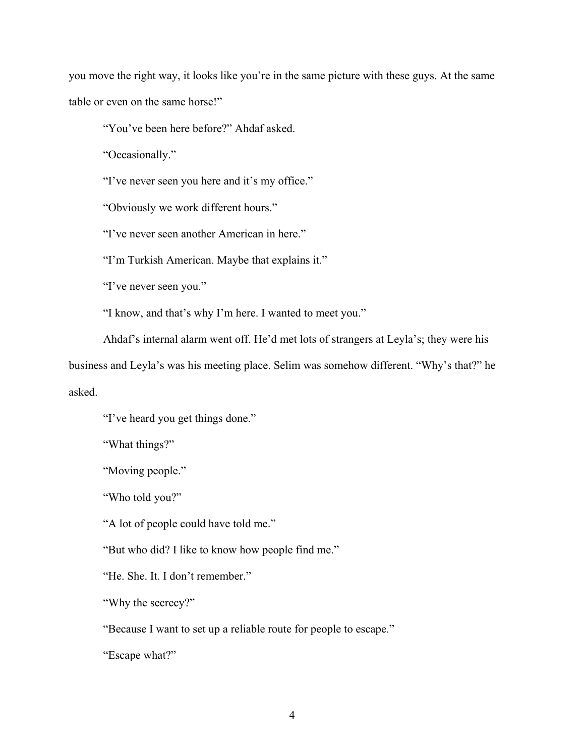you move the right way, it looks like you're in the same picture with these guys. At the same table or even on the same horse!"

"You've been here before?" Ahdaf asked.

"Occasionally."

"I've never seen you here and it's my office."

"Obviously we work different hours."

"I've never seen another American in here."

"I'm Turkish American. Maybe that explains it."

"I've never seen you."

"I know, and that's why I'm here. I wanted to meet you."

Ahdaf's internal alarm went off. He'd met lots of strangers at Leyla's; they were his business and Leyla's was his meeting place. Selim was somehow different. "Why's that?" he asked.

"I've heard you get things done."

"What things?"

"Moving people."

"Who told you?"

"A lot of people could have told me."

"But who did? I like to know how people find me."

"He. She. It. I don't remember."

"Why the secrecy?"

"Because I want to set up a reliable route for people to escape."

"Escape what?"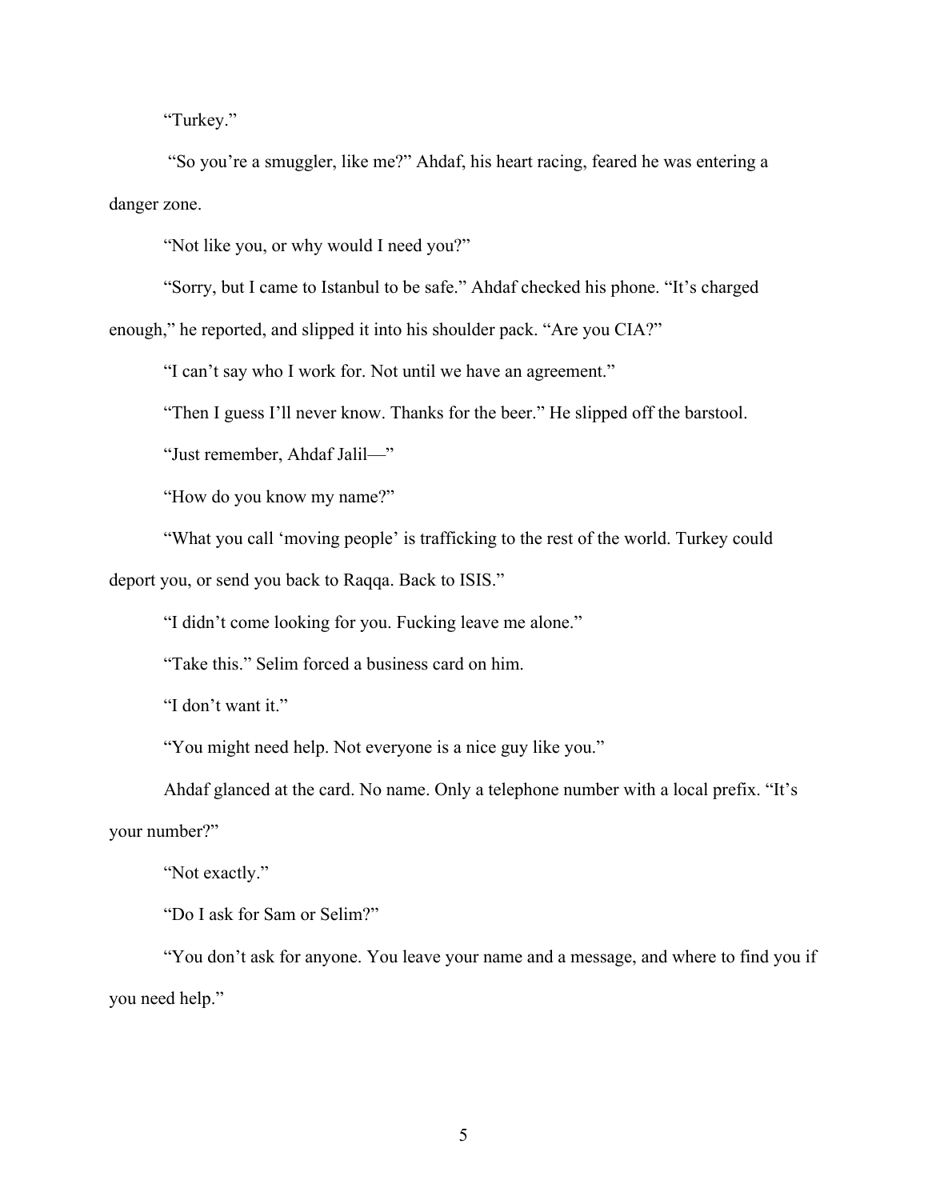"Turkey."

"So you're a smuggler, like me?" Ahdaf, his heart racing, feared he was entering a danger zone.

"Not like you, or why would I need you?"

"Sorry, but I came to Istanbul to be safe." Ahdaf checked his phone. "It's charged enough," he reported, and slipped it into his shoulder pack. "Are you CIA?"

"I can't say who I work for. Not until we have an agreement."

"Then I guess I'll never know. Thanks for the beer." He slipped off the barstool.

"Just remember, Ahdaf Jalil—"

"How do you know my name?"

"What you call 'moving people' is trafficking to the rest of the world. Turkey could deport you, or send you back to Raqqa. Back to ISIS."

"I didn't come looking for you. Fucking leave me alone."

"Take this." Selim forced a business card on him.

"I don't want it."

"You might need help. Not everyone is a nice guy like you."

Ahdaf glanced at the card. No name. Only a telephone number with a local prefix. "It's your number?"

"Not exactly."

"Do I ask for Sam or Selim?"

"You don't ask for anyone. You leave your name and a message, and where to find you if you need help."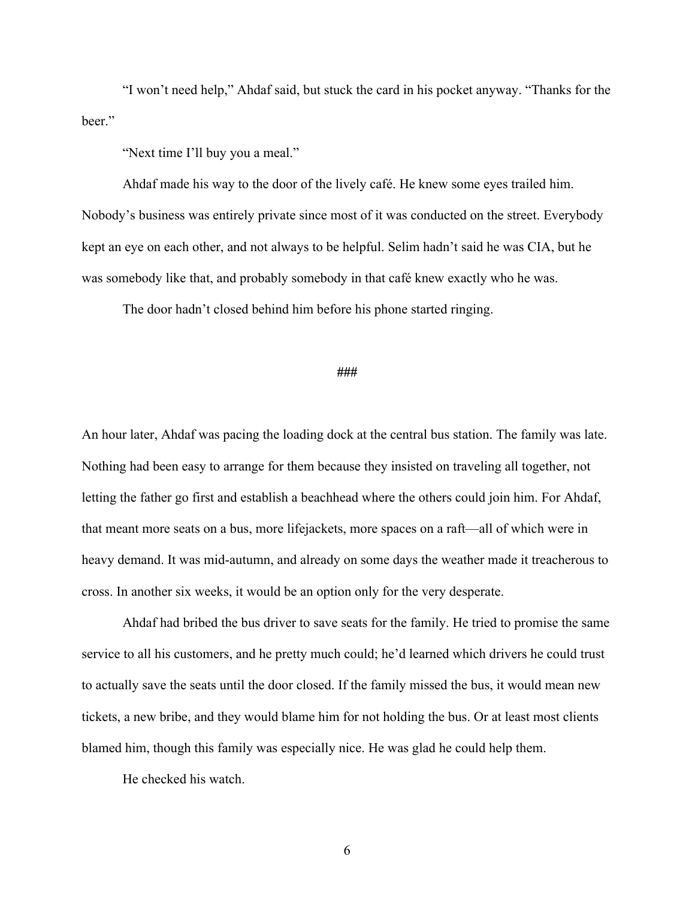"I won't need help," Ahdaf said, but stuck the card in his pocket anyway. "Thanks for the beer."

"Next time I'll buy you a meal."

Ahdaf made his way to the door of the lively café. He knew some eyes trailed him. Nobody's business was entirely private since most of it was conducted on the street. Everybody kept an eye on each other, and not always to be helpful. Selim hadn't said he was CIA, but he was somebody like that, and probably somebody in that café knew exactly who he was.

The door hadn't closed behind him before his phone started ringing.

###

An hour later, Ahdaf was pacing the loading dock at the central bus station. The family was late. Nothing had been easy to arrange for them because they insisted on traveling all together, not letting the father go first and establish a beachhead where the others could join him. For Ahdaf, that meant more seats on a bus, more lifejackets, more spaces on a raft—all of which were in heavy demand. It was mid-autumn, and already on some days the weather made it treacherous to cross. In another six weeks, it would be an option only for the very desperate.

Ahdaf had bribed the bus driver to save seats for the family. He tried to promise the same service to all his customers, and he pretty much could; he'd learned which drivers he could trust to actually save the seats until the door closed. If the family missed the bus, it would mean new tickets, a new bribe, and they would blame him for not holding the bus. Or at least most clients blamed him, though this family was especially nice. He was glad he could help them.

He checked his watch.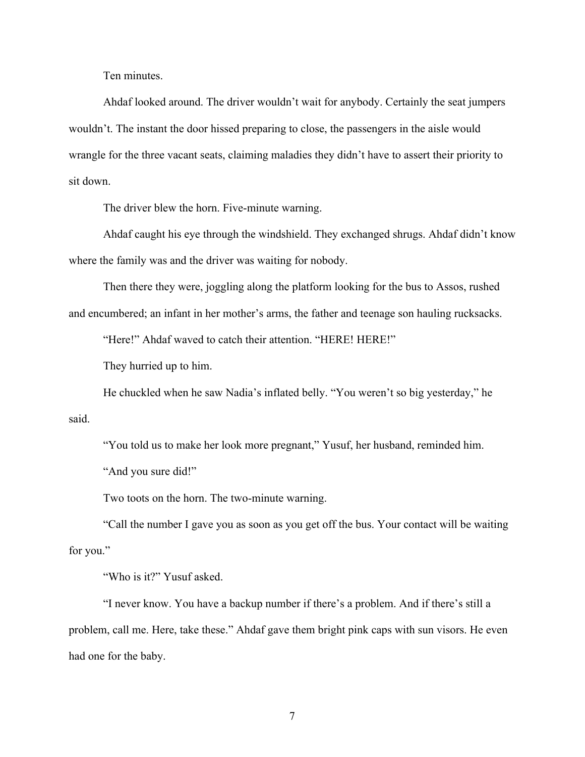Ten minutes.

Ahdaf looked around. The driver wouldn't wait for anybody. Certainly the seat jumpers wouldn't. The instant the door hissed preparing to close, the passengers in the aisle would wrangle for the three vacant seats, claiming maladies they didn't have to assert their priority to sit down.

The driver blew the horn. Five-minute warning.

Ahdaf caught his eye through the windshield. They exchanged shrugs. Ahdaf didn't know where the family was and the driver was waiting for nobody.

Then there they were, joggling along the platform looking for the bus to Assos, rushed and encumbered; an infant in her mother's arms, the father and teenage son hauling rucksacks.

"Here!" Ahdaf waved to catch their attention. "HERE! HERE!"

They hurried up to him.

He chuckled when he saw Nadia's inflated belly. "You weren't so big yesterday," he said.

"You told us to make her look more pregnant," Yusuf, her husband, reminded him.

"And you sure did!"

Two toots on the horn. The two-minute warning.

"Call the number I gave you as soon as you get off the bus. Your contact will be waiting for you."

"Who is it?" Yusuf asked.

"I never know. You have a backup number if there's a problem. And if there's still a problem, call me. Here, take these." Ahdaf gave them bright pink caps with sun visors. He even had one for the baby.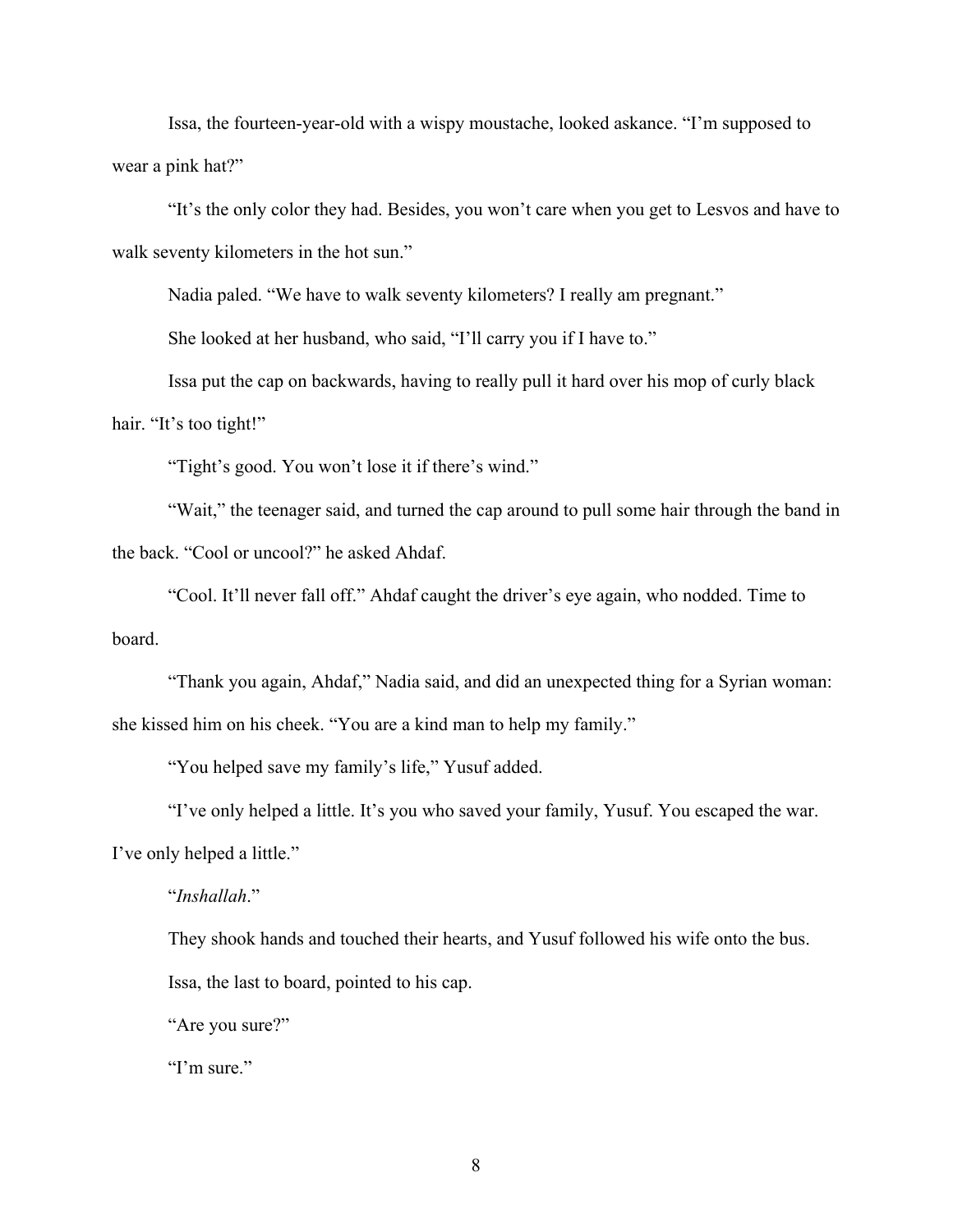Issa, the fourteen-year-old with a wispy moustache, looked askance. "I'm supposed to wear a pink hat?"

"It's the only color they had. Besides, you won't care when you get to Lesvos and have to walk seventy kilometers in the hot sun."

Nadia paled. "We have to walk seventy kilometers? I really am pregnant."

She looked at her husband, who said, "I'll carry you if I have to."

Issa put the cap on backwards, having to really pull it hard over his mop of curly black hair. "It's too tight!"

"Tight's good. You won't lose it if there's wind."

"Wait," the teenager said, and turned the cap around to pull some hair through the band in the back. "Cool or uncool?" he asked Ahdaf.

"Cool. It'll never fall off." Ahdaf caught the driver's eye again, who nodded. Time to board.

"Thank you again, Ahdaf," Nadia said, and did an unexpected thing for a Syrian woman: she kissed him on his cheek. "You are a kind man to help my family."

"You helped save my family's life," Yusuf added.

"I've only helped a little. It's you who saved your family, Yusuf. You escaped the war. I've only helped a little."

"*Inshallah*."

They shook hands and touched their hearts, and Yusuf followed his wife onto the bus.

Issa, the last to board, pointed to his cap.

"Are you sure?"

"I'm sure."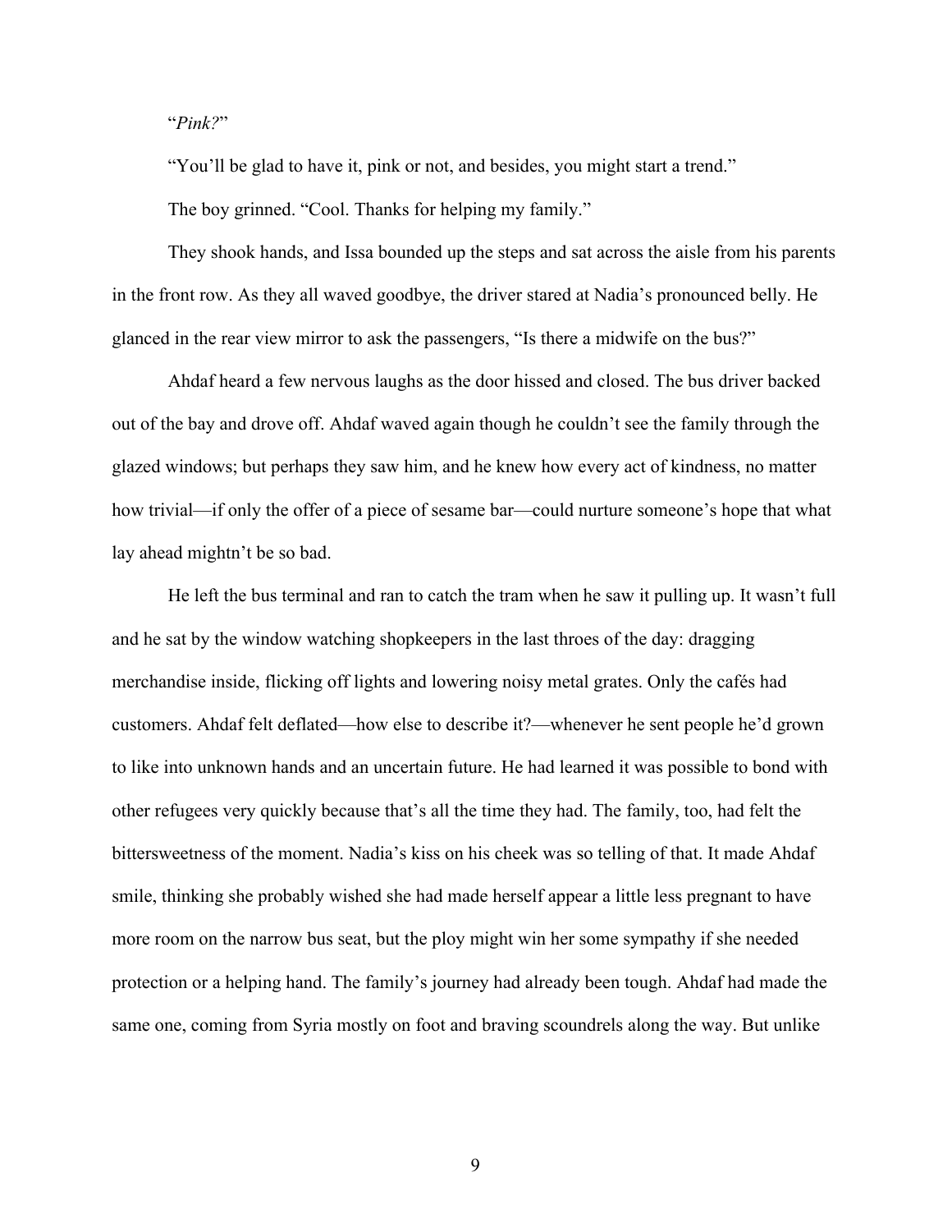"*Pink?*"

"You'll be glad to have it, pink or not, and besides, you might start a trend."

The boy grinned. "Cool. Thanks for helping my family."

They shook hands, and Issa bounded up the steps and sat across the aisle from his parents in the front row. As they all waved goodbye, the driver stared at Nadia's pronounced belly. He glanced in the rear view mirror to ask the passengers, "Is there a midwife on the bus?"

Ahdaf heard a few nervous laughs as the door hissed and closed. The bus driver backed out of the bay and drove off. Ahdaf waved again though he couldn't see the family through the glazed windows; but perhaps they saw him, and he knew how every act of kindness, no matter how trivial—if only the offer of a piece of sesame bar—could nurture someone's hope that what lay ahead mightn't be so bad.

He left the bus terminal and ran to catch the tram when he saw it pulling up. It wasn't full and he sat by the window watching shopkeepers in the last throes of the day: dragging merchandise inside, flicking off lights and lowering noisy metal grates. Only the cafés had customers. Ahdaf felt deflated—how else to describe it?—whenever he sent people he'd grown to like into unknown hands and an uncertain future. He had learned it was possible to bond with other refugees very quickly because that's all the time they had. The family, too, had felt the bittersweetness of the moment. Nadia's kiss on his cheek was so telling of that. It made Ahdaf smile, thinking she probably wished she had made herself appear a little less pregnant to have more room on the narrow bus seat, but the ploy might win her some sympathy if she needed protection or a helping hand. The family's journey had already been tough. Ahdaf had made the same one, coming from Syria mostly on foot and braving scoundrels along the way. But unlike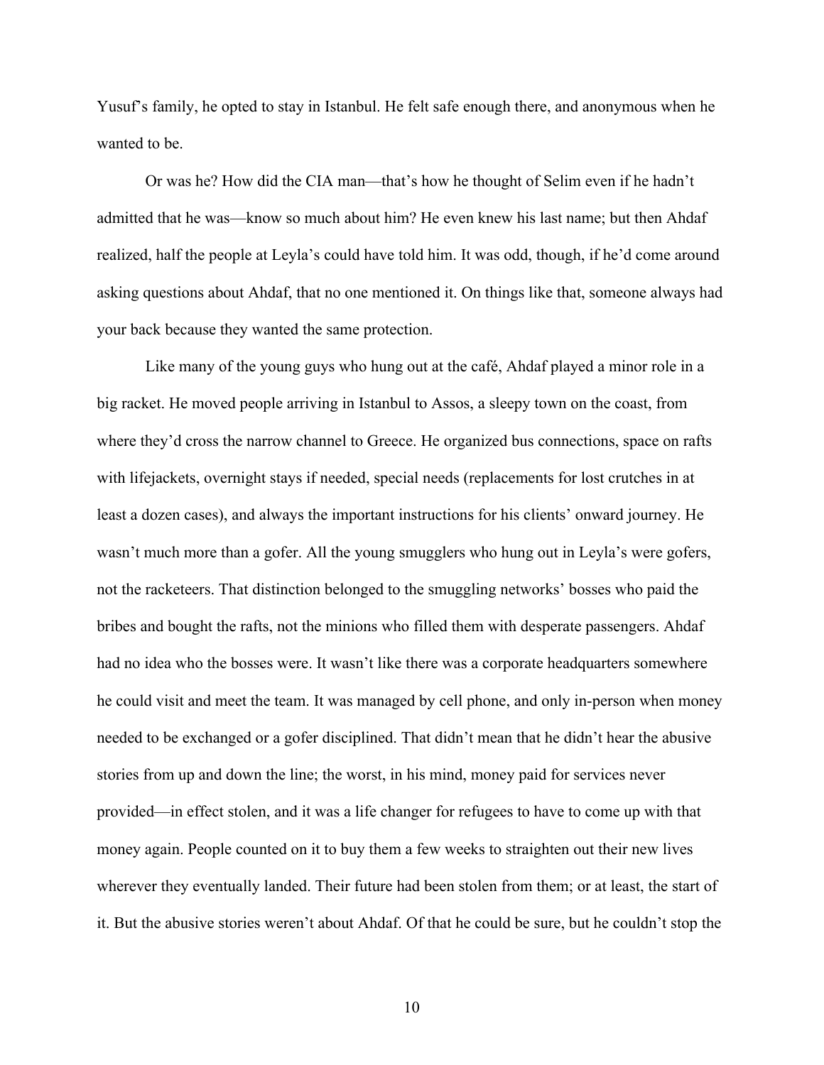Yusuf's family, he opted to stay in Istanbul. He felt safe enough there, and anonymous when he wanted to be.

Or was he? How did the CIA man—that's how he thought of Selim even if he hadn't admitted that he was—know so much about him? He even knew his last name; but then Ahdaf realized, half the people at Leyla's could have told him. It was odd, though, if he'd come around asking questions about Ahdaf, that no one mentioned it. On things like that, someone always had your back because they wanted the same protection.

Like many of the young guys who hung out at the café, Ahdaf played a minor role in a big racket. He moved people arriving in Istanbul to Assos, a sleepy town on the coast, from where they'd cross the narrow channel to Greece. He organized bus connections, space on rafts with lifejackets, overnight stays if needed, special needs (replacements for lost crutches in at least a dozen cases), and always the important instructions for his clients' onward journey. He wasn't much more than a gofer. All the young smugglers who hung out in Leyla's were gofers, not the racketeers. That distinction belonged to the smuggling networks' bosses who paid the bribes and bought the rafts, not the minions who filled them with desperate passengers. Ahdaf had no idea who the bosses were. It wasn't like there was a corporate headquarters somewhere he could visit and meet the team. It was managed by cell phone, and only in-person when money needed to be exchanged or a gofer disciplined. That didn't mean that he didn't hear the abusive stories from up and down the line; the worst, in his mind, money paid for services never provided—in effect stolen, and it was a life changer for refugees to have to come up with that money again. People counted on it to buy them a few weeks to straighten out their new lives wherever they eventually landed. Their future had been stolen from them; or at least, the start of it. But the abusive stories weren't about Ahdaf. Of that he could be sure, but he couldn't stop the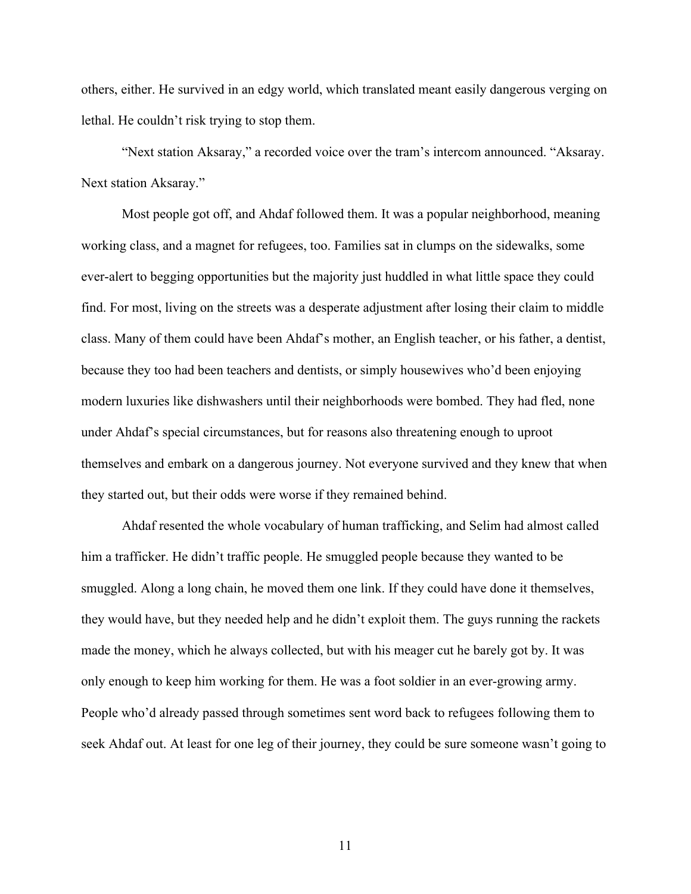others, either. He survived in an edgy world, which translated meant easily dangerous verging on lethal. He couldn't risk trying to stop them.

"Next station Aksaray," a recorded voice over the tram's intercom announced. "Aksaray. Next station Aksaray."

Most people got off, and Ahdaf followed them. It was a popular neighborhood, meaning working class, and a magnet for refugees, too. Families sat in clumps on the sidewalks, some ever-alert to begging opportunities but the majority just huddled in what little space they could find. For most, living on the streets was a desperate adjustment after losing their claim to middle class. Many of them could have been Ahdaf's mother, an English teacher, or his father, a dentist, because they too had been teachers and dentists, or simply housewives who'd been enjoying modern luxuries like dishwashers until their neighborhoods were bombed. They had fled, none under Ahdaf's special circumstances, but for reasons also threatening enough to uproot themselves and embark on a dangerous journey. Not everyone survived and they knew that when they started out, but their odds were worse if they remained behind.

Ahdaf resented the whole vocabulary of human trafficking, and Selim had almost called him a trafficker. He didn't traffic people. He smuggled people because they wanted to be smuggled. Along a long chain, he moved them one link. If they could have done it themselves, they would have, but they needed help and he didn't exploit them. The guys running the rackets made the money, which he always collected, but with his meager cut he barely got by. It was only enough to keep him working for them. He was a foot soldier in an ever-growing army. People who'd already passed through sometimes sent word back to refugees following them to seek Ahdaf out. At least for one leg of their journey, they could be sure someone wasn't going to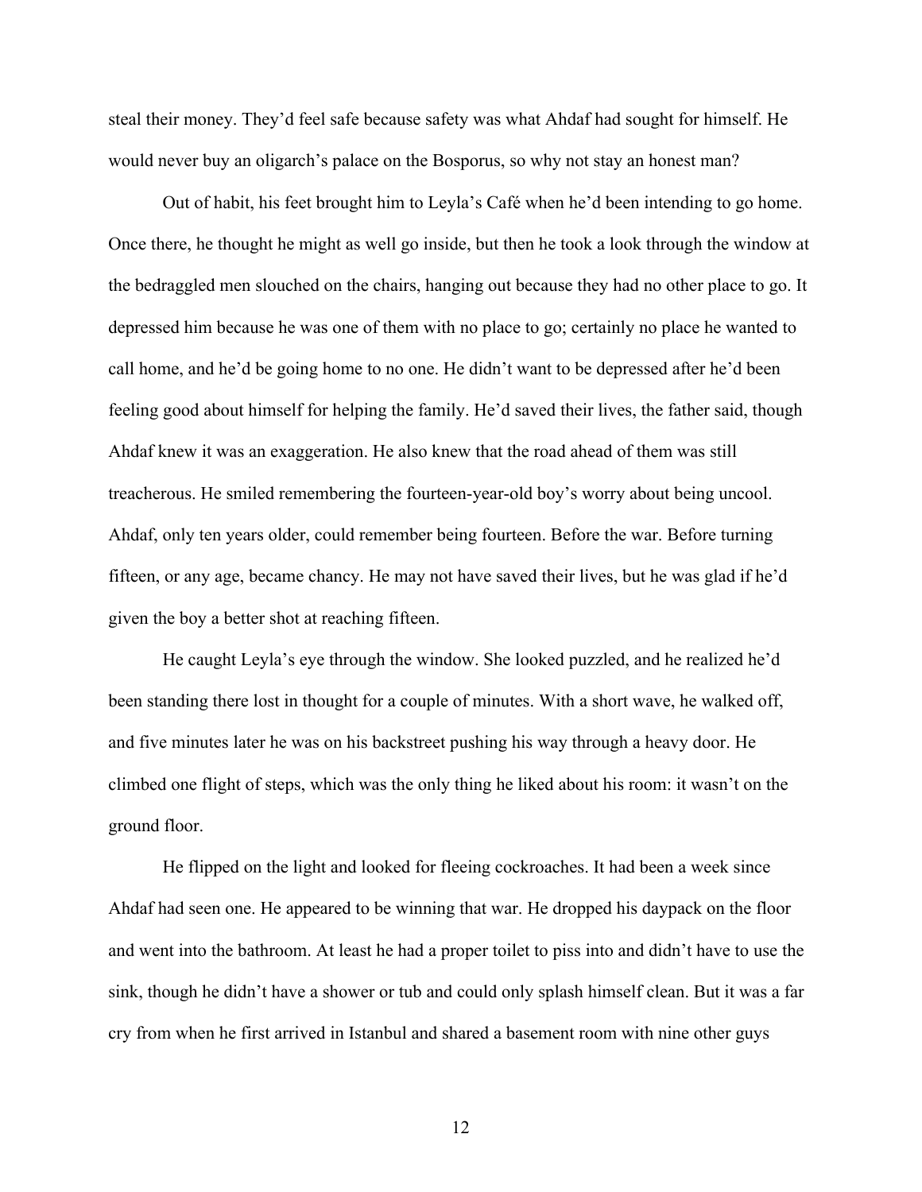steal their money. They'd feel safe because safety was what Ahdaf had sought for himself. He would never buy an oligarch's palace on the Bosporus, so why not stay an honest man?

Out of habit, his feet brought him to Leyla's Café when he'd been intending to go home. Once there, he thought he might as well go inside, but then he took a look through the window at the bedraggled men slouched on the chairs, hanging out because they had no other place to go. It depressed him because he was one of them with no place to go; certainly no place he wanted to call home, and he'd be going home to no one. He didn't want to be depressed after he'd been feeling good about himself for helping the family. He'd saved their lives, the father said, though Ahdaf knew it was an exaggeration. He also knew that the road ahead of them was still treacherous. He smiled remembering the fourteen-year-old boy's worry about being uncool. Ahdaf, only ten years older, could remember being fourteen. Before the war. Before turning fifteen, or any age, became chancy. He may not have saved their lives, but he was glad if he'd given the boy a better shot at reaching fifteen.

He caught Leyla's eye through the window. She looked puzzled, and he realized he'd been standing there lost in thought for a couple of minutes. With a short wave, he walked off, and five minutes later he was on his backstreet pushing his way through a heavy door. He climbed one flight of steps, which was the only thing he liked about his room: it wasn't on the ground floor.

He flipped on the light and looked for fleeing cockroaches. It had been a week since Ahdaf had seen one. He appeared to be winning that war. He dropped his daypack on the floor and went into the bathroom. At least he had a proper toilet to piss into and didn't have to use the sink, though he didn't have a shower or tub and could only splash himself clean. But it was a far cry from when he first arrived in Istanbul and shared a basement room with nine other guys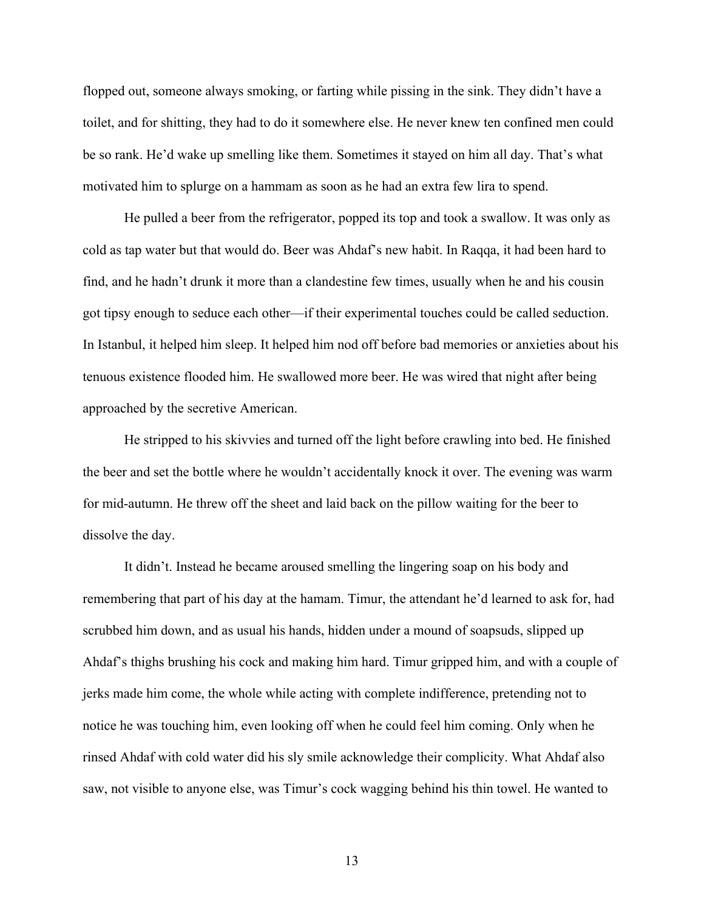flopped out, someone always smoking, or farting while pissing in the sink. They didn't have a toilet, and for shitting, they had to do it somewhere else. He never knew ten confined men could be so rank. He'd wake up smelling like them. Sometimes it stayed on him all day. That's what motivated him to splurge on a hammam as soon as he had an extra few lira to spend.

He pulled a beer from the refrigerator, popped its top and took a swallow. It was only as cold as tap water but that would do. Beer was Ahdaf's new habit. In Raqqa, it had been hard to find, and he hadn't drunk it more than a clandestine few times, usually when he and his cousin got tipsy enough to seduce each other—if their experimental touches could be called seduction. In Istanbul, it helped him sleep. It helped him nod off before bad memories or anxieties about his tenuous existence flooded him. He swallowed more beer. He was wired that night after being approached by the secretive American.

He stripped to his skivvies and turned off the light before crawling into bed. He finished the beer and set the bottle where he wouldn't accidentally knock it over. The evening was warm for mid-autumn. He threw off the sheet and laid back on the pillow waiting for the beer to dissolve the day.

It didn't. Instead he became aroused smelling the lingering soap on his body and remembering that part of his day at the hamam. Timur, the attendant he'd learned to ask for, had scrubbed him down, and as usual his hands, hidden under a mound of soapsuds, slipped up Ahdaf's thighs brushing his cock and making him hard. Timur gripped him, and with a couple of jerks made him come, the whole while acting with complete indifference, pretending not to notice he was touching him, even looking off when he could feel him coming. Only when he rinsed Ahdaf with cold water did his sly smile acknowledge their complicity. What Ahdaf also saw, not visible to anyone else, was Timur's cock wagging behind his thin towel. He wanted to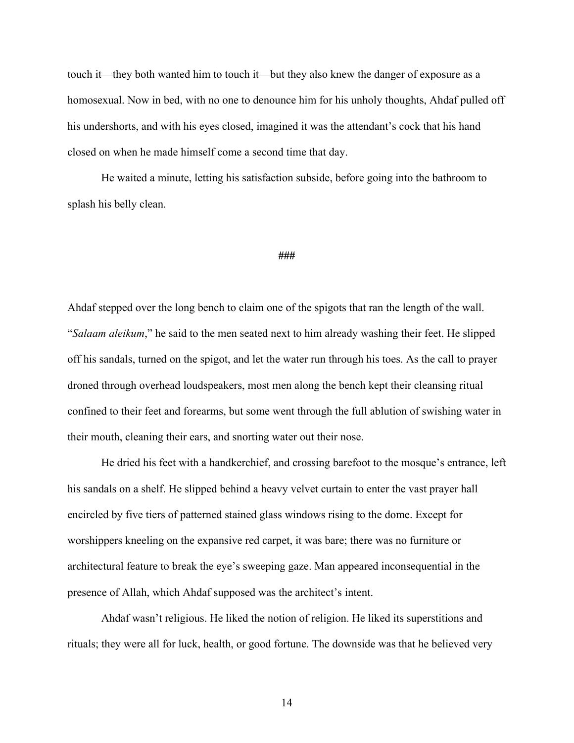touch it—they both wanted him to touch it—but they also knew the danger of exposure as a homosexual. Now in bed, with no one to denounce him for his unholy thoughts, Ahdaf pulled off his undershorts, and with his eyes closed, imagined it was the attendant's cock that his hand closed on when he made himself come a second time that day.

He waited a minute, letting his satisfaction subside, before going into the bathroom to splash his belly clean.

###

Ahdaf stepped over the long bench to claim one of the spigots that ran the length of the wall. "*Salaam aleikum*," he said to the men seated next to him already washing their feet. He slipped off his sandals, turned on the spigot, and let the water run through his toes. As the call to prayer droned through overhead loudspeakers, most men along the bench kept their cleansing ritual confined to their feet and forearms, but some went through the full ablution of swishing water in their mouth, cleaning their ears, and snorting water out their nose.

He dried his feet with a handkerchief, and crossing barefoot to the mosque's entrance, left his sandals on a shelf. He slipped behind a heavy velvet curtain to enter the vast prayer hall encircled by five tiers of patterned stained glass windows rising to the dome. Except for worshippers kneeling on the expansive red carpet, it was bare; there was no furniture or architectural feature to break the eye's sweeping gaze. Man appeared inconsequential in the presence of Allah, which Ahdaf supposed was the architect's intent.

Ahdaf wasn't religious. He liked the notion of religion. He liked its superstitions and rituals; they were all for luck, health, or good fortune. The downside was that he believed very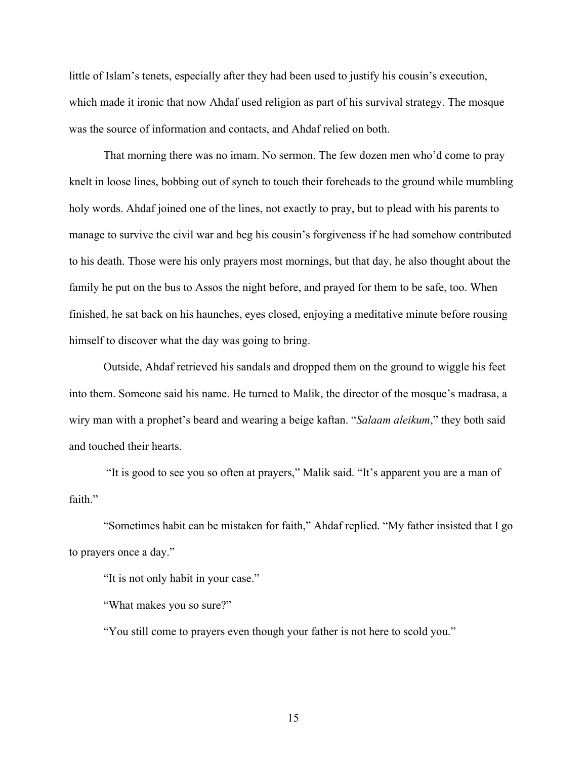little of Islam's tenets, especially after they had been used to justify his cousin's execution, which made it ironic that now Ahdaf used religion as part of his survival strategy. The mosque was the source of information and contacts, and Ahdaf relied on both.

That morning there was no imam. No sermon. The few dozen men who'd come to pray knelt in loose lines, bobbing out of synch to touch their foreheads to the ground while mumbling holy words. Ahdaf joined one of the lines, not exactly to pray, but to plead with his parents to manage to survive the civil war and beg his cousin's forgiveness if he had somehow contributed to his death. Those were his only prayers most mornings, but that day, he also thought about the family he put on the bus to Assos the night before, and prayed for them to be safe, too. When finished, he sat back on his haunches, eyes closed, enjoying a meditative minute before rousing himself to discover what the day was going to bring.

Outside, Ahdaf retrieved his sandals and dropped them on the ground to wiggle his feet into them. Someone said his name. He turned to Malik, the director of the mosque's madrasa, a wiry man with a prophet's beard and wearing a beige kaftan. "*Salaam aleikum*," they both said and touched their hearts.

"It is good to see you so often at prayers," Malik said. "It's apparent you are a man of faith."

"Sometimes habit can be mistaken for faith," Ahdaf replied. "My father insisted that I go to prayers once a day."

"It is not only habit in your case."

"What makes you so sure?"

"You still come to prayers even though your father is not here to scold you."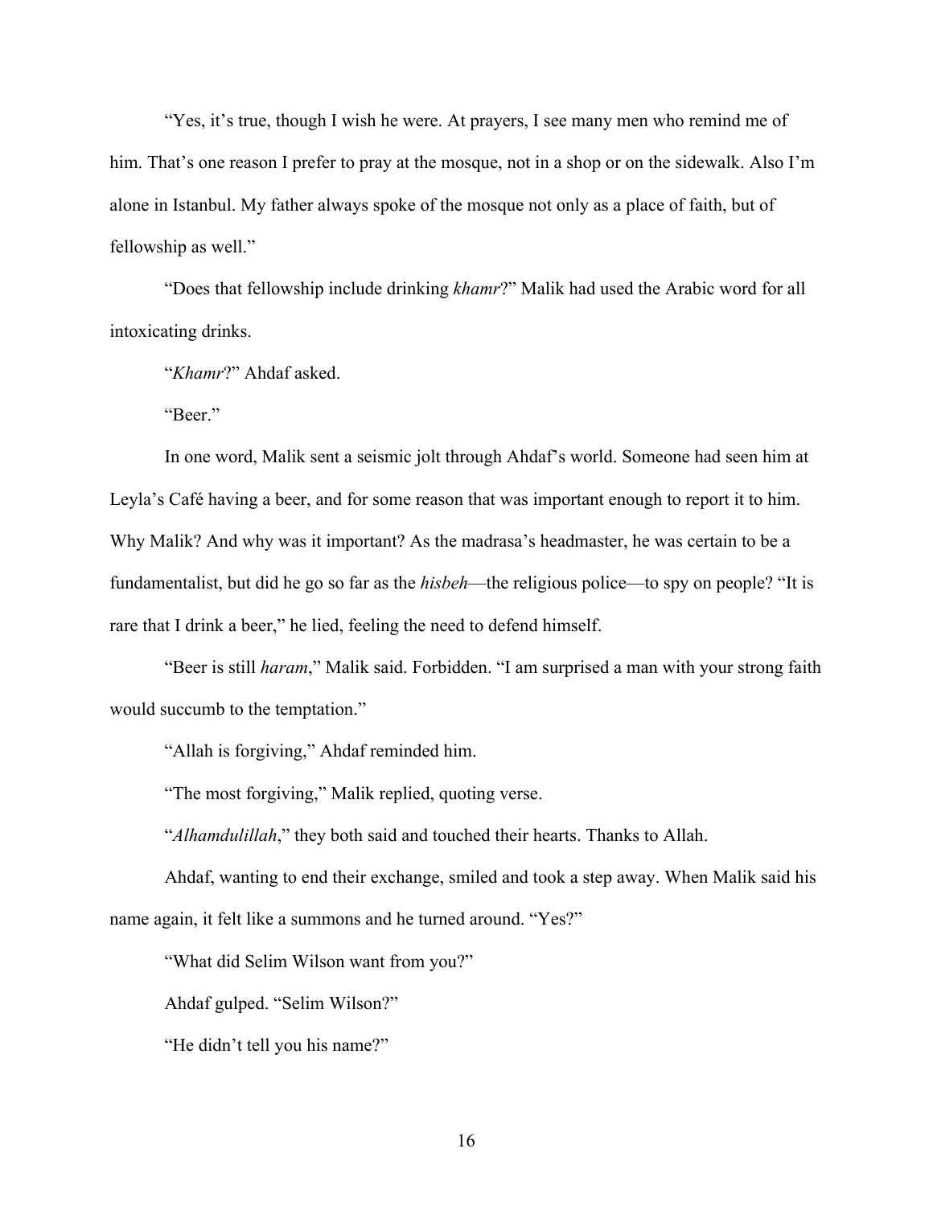"Yes, it's true, though I wish he were. At prayers, I see many men who remind me of him. That's one reason I prefer to pray at the mosque, not in a shop or on the sidewalk. Also I'm alone in Istanbul. My father always spoke of the mosque not only as a place of faith, but of fellowship as well."

"Does that fellowship include drinking *khamr*?" Malik had used the Arabic word for all intoxicating drinks.

"*Khamr*?" Ahdaf asked.

"Beer."

In one word, Malik sent a seismic jolt through Ahdaf's world. Someone had seen him at Leyla's Café having a beer, and for some reason that was important enough to report it to him. Why Malik? And why was it important? As the madrasa's headmaster, he was certain to be a fundamentalist, but did he go so far as the *hisbeh*—the religious police—to spy on people? "It is rare that I drink a beer," he lied, feeling the need to defend himself.

"Beer is still *haram*," Malik said. Forbidden. "I am surprised a man with your strong faith would succumb to the temptation."

"Allah is forgiving," Ahdaf reminded him.

"The most forgiving," Malik replied, quoting verse.

"*Alhamdulillah*," they both said and touched their hearts. Thanks to Allah.

Ahdaf, wanting to end their exchange, smiled and took a step away. When Malik said his name again, it felt like a summons and he turned around. "Yes?"

"What did Selim Wilson want from you?"

Ahdaf gulped. "Selim Wilson?"

"He didn't tell you his name?"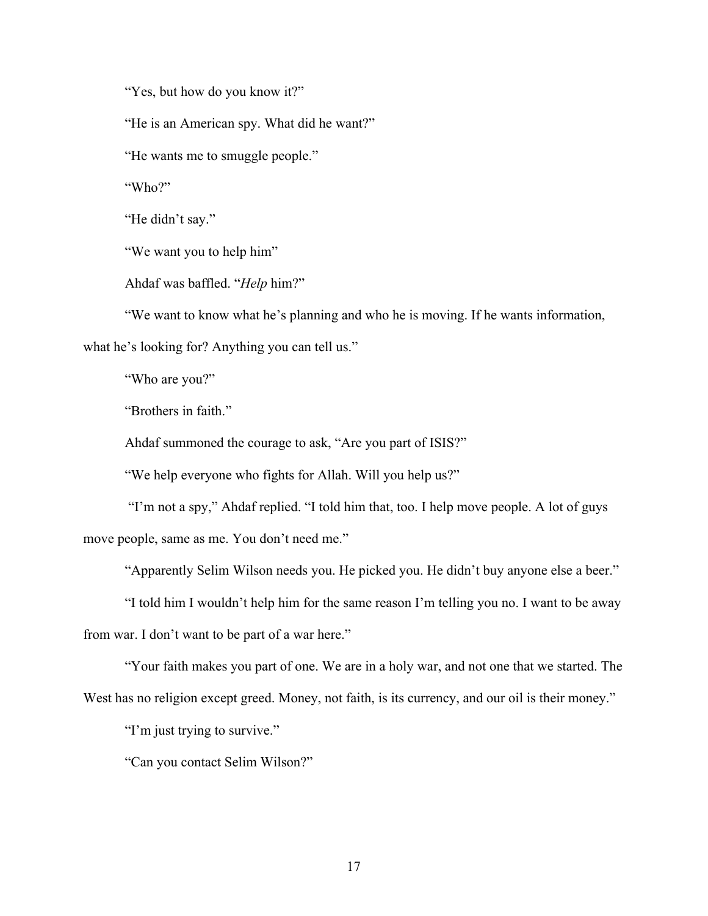"Yes, but how do you know it?"

"He is an American spy. What did he want?"

"He wants me to smuggle people."

"Who?"

"He didn't say."

"We want you to help him"

Ahdaf was baffled. "*Help* him?"

"We want to know what he's planning and who he is moving. If he wants information, what he's looking for? Anything you can tell us."

"Who are you?"

"Brothers in faith."

Ahdaf summoned the courage to ask, "Are you part of ISIS?"

"We help everyone who fights for Allah. Will you help us?"

"I'm not a spy," Ahdaf replied. "I told him that, too. I help move people. A lot of guys move people, same as me. You don't need me."

"Apparently Selim Wilson needs you. He picked you. He didn't buy anyone else a beer."

"I told him I wouldn't help him for the same reason I'm telling you no. I want to be away from war. I don't want to be part of a war here."

"Your faith makes you part of one. We are in a holy war, and not one that we started. The West has no religion except greed. Money, not faith, is its currency, and our oil is their money."

"I'm just trying to survive."

"Can you contact Selim Wilson?"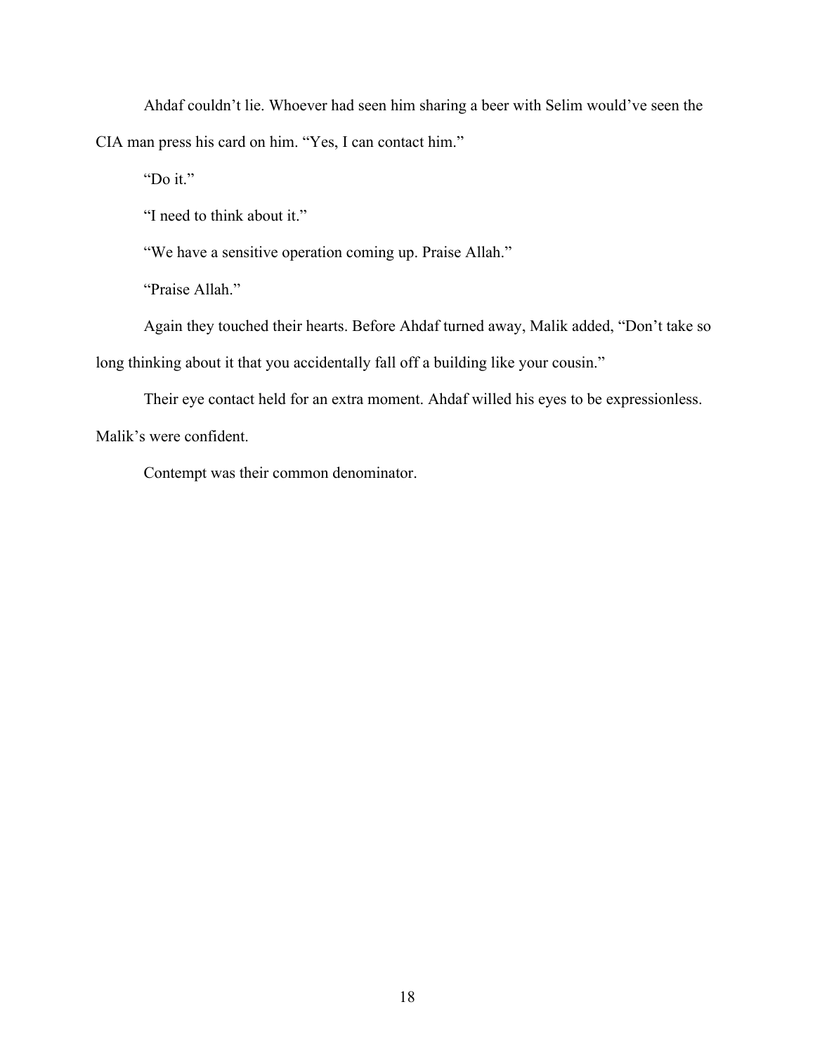Ahdaf couldn't lie. Whoever had seen him sharing a beer with Selim would've seen the CIA man press his card on him. "Yes, I can contact him."

"Do it."

"I need to think about it."

"We have a sensitive operation coming up. Praise Allah."

"Praise Allah."

Again they touched their hearts. Before Ahdaf turned away, Malik added, "Don't take so long thinking about it that you accidentally fall off a building like your cousin."

Their eye contact held for an extra moment. Ahdaf willed his eyes to be expressionless. Malik's were confident.

Contempt was their common denominator.